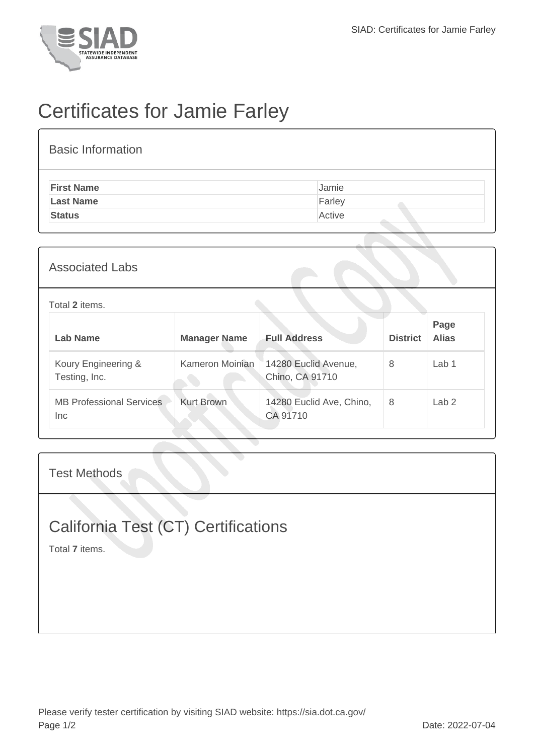# Certificates for Jamie Farley

## Basic Information

| | |
|---|---|
| **First Name** | Jamie |
| **Last Name** | Farley |
| **Status** | Active |

## Associated Labs

Total **2** items.

| Lab Name | Manager Name | Full Address | District | Page Alias |
|---|---|---|---|---|
| Koury Engineering & Testing, Inc. | Kameron Moinian | 14280 Euclid Avenue, Chino, CA 91710 | 8 | Lab 1 |
| MB Professional Services Inc | Kurt Brown | 14280 Euclid Ave, Chino, CA 91710 | 8 | Lab 2 |

## Test Methods

# California Test (CT) Certifications

Total **7** items.

Please verify tester certification by visiting SIAD website: https://sia.dot.ca.gov/

Date: 2022-07-04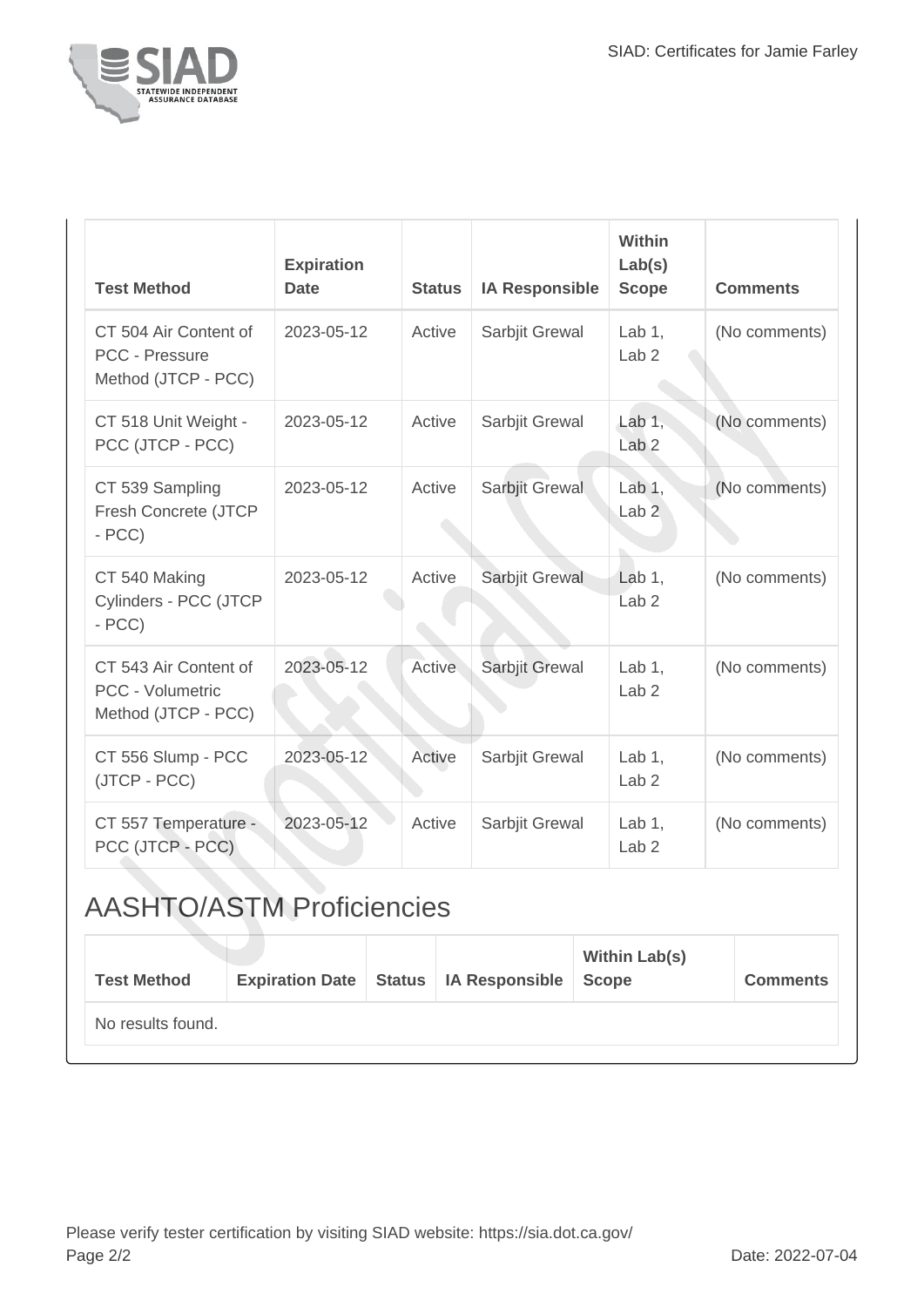| Test Method | Expiration Date | Status | IA Responsible | Within Lab(s) Scope | Comments |
|---|---|---|---|---|---|
| CT 504 Air Content of PCC - Pressure Method (JTCP - PCC) | 2023-05-12 | Active | Sarbjit Grewal | Lab 1, Lab 2 | (No comments) |
| CT 518 Unit Weight - PCC (JTCP - PCC) | 2023-05-12 | Active | Sarbjit Grewal | Lab 1, Lab 2 | (No comments) |
| CT 539 Sampling Fresh Concrete (JTCP - PCC) | 2023-05-12 | Active | Sarbjit Grewal | Lab 1, Lab 2 | (No comments) |
| CT 540 Making Cylinders - PCC (JTCP - PCC) | 2023-05-12 | Active | Sarbjit Grewal | Lab 1, Lab 2 | (No comments) |
| CT 543 Air Content of PCC - Volumetric Method (JTCP - PCC) | 2023-05-12 | Active | Sarbjit Grewal | Lab 1, Lab 2 | (No comments) |
| CT 556 Slump - PCC (JTCP - PCC) | 2023-05-12 | Active | Sarbjit Grewal | Lab 1, Lab 2 | (No comments) |
| CT 557 Temperature - PCC (JTCP - PCC) | 2023-05-12 | Active | Sarbjit Grewal | Lab 1, Lab 2 | (No comments) |

## AASHTO/ASTM Proficiencies

| Test Method | Expiration Date | Status | IA Responsible | Within Lab(s) Scope | Comments |
|---|---|---|---|---|---|
| No results found. | | | | | |

Please verify tester certification by visiting SIAD website: https://sia.dot.ca.gov/

Date: 2022-07-04